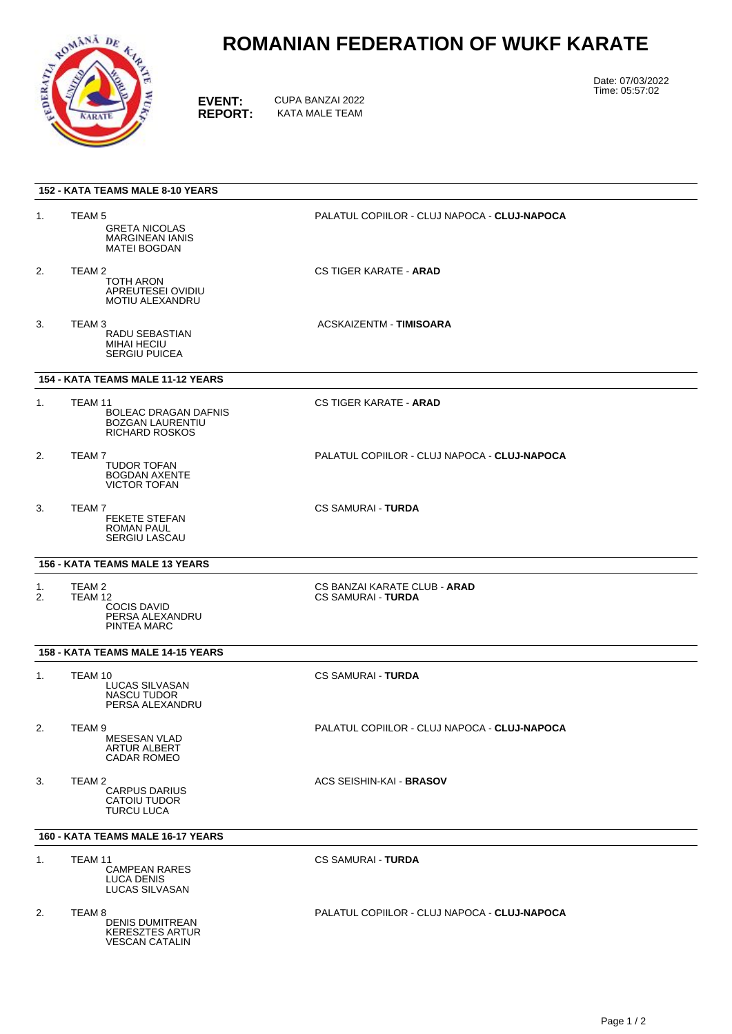# ROMANIAN FEDERATION OF WUKF KARATE

**EVENT:** CUPA BANZAI 2022
**REPORT:** KATA MALE TEAM

Date: 07/03/2022
Time: 05:57:02

### 152 - KATA TEAMS MALE 8-10 YEARS

1. TEAM 5 — PALATUL COPIILOR - CLUJ NAPOCA - **CLUJ-NAPOCA**
   - GRETA NICOLAS
   - MARGINEAN IANIS
   - MATEI BOGDAN
2. TEAM 2 — CS TIGER KARATE - **ARAD**
   - TOTH ARON
   - APREUTESEI OVIDIU
   - MOTIU ALEXANDRU
3. TEAM 3 — ACSKAIZENTM - **TIMISOARA**
   - RADU SEBASTIAN
   - MIHAI HECIU
   - SERGIU PUICEA

### 154 - KATA TEAMS MALE 11-12 YEARS

1. TEAM 11 — CS TIGER KARATE - **ARAD**
   - BOLEAC DRAGAN DAFNIS
   - BOZGAN LAURENTIU
   - RICHARD ROSKOS
2. TEAM 7 — PALATUL COPIILOR - CLUJ NAPOCA - **CLUJ-NAPOCA**
   - TUDOR TOFAN
   - BOGDAN AXENTE
   - VICTOR TOFAN
3. TEAM 7 — CS SAMURAI - **TURDA**
   - FEKETE STEFAN
   - ROMAN PAUL
   - SERGIU LASCAU

### 156 - KATA TEAMS MALE 13 YEARS

1. TEAM 2 — CS BANZAI KARATE CLUB - **ARAD**
2. TEAM 12 — CS SAMURAI - **TURDA**
   - COCIS DAVID
   - PERSA ALEXANDRU
   - PINTEA MARC

### 158 - KATA TEAMS MALE 14-15 YEARS

1. TEAM 10 — CS SAMURAI - **TURDA**
   - LUCAS SILVASAN
   - NASCU TUDOR
   - PERSA ALEXANDRU
2. TEAM 9 — PALATUL COPIILOR - CLUJ NAPOCA - **CLUJ-NAPOCA**
   - MESESAN VLAD
   - ARTUR ALBERT
   - CADAR ROMEO
3. TEAM 2 — ACS SEISHIN-KAI - **BRASOV**
   - CARPUS DARIUS
   - CATOIU TUDOR
   - TURCU LUCA

### 160 - KATA TEAMS MALE 16-17 YEARS

1. TEAM 11 — CS SAMURAI - **TURDA**
   - CAMPEAN RARES
   - LUCA DENIS
   - LUCAS SILVASAN
2. TEAM 8 — PALATUL COPIILOR - CLUJ NAPOCA - **CLUJ-NAPOCA**
   - DENIS DUMITREAN
   - KERESZTES ARTUR
   - VESCAN CATALIN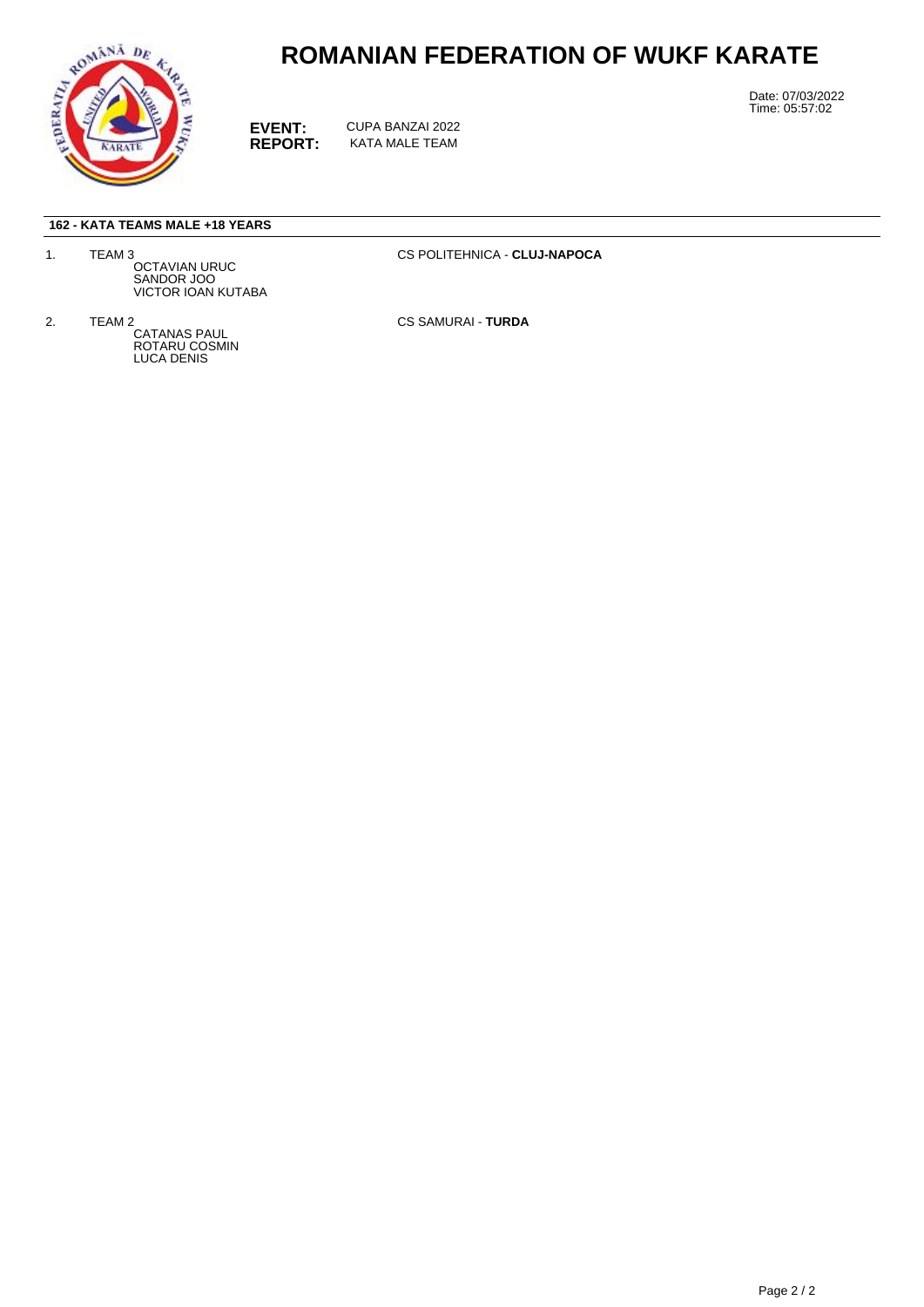# ROMANIAN FEDERATION OF WUKF KARATE

Date: 07/03/2022
Time: 05:57:02

**EVENT:** CUPA BANZAI 2022
**REPORT:** KATA MALE TEAM

## 162 - KATA TEAMS MALE +18 YEARS

1. TEAM 3 — CS POLITEHNICA - **CLUJ-NAPOCA**
   - OCTAVIAN URUC
   - SANDOR JOO
   - VICTOR IOAN KUTABA

2. TEAM 2 — CS SAMURAI - **TURDA**
   - CATANAS PAUL
   - ROTARU COSMIN
   - LUCA DENIS